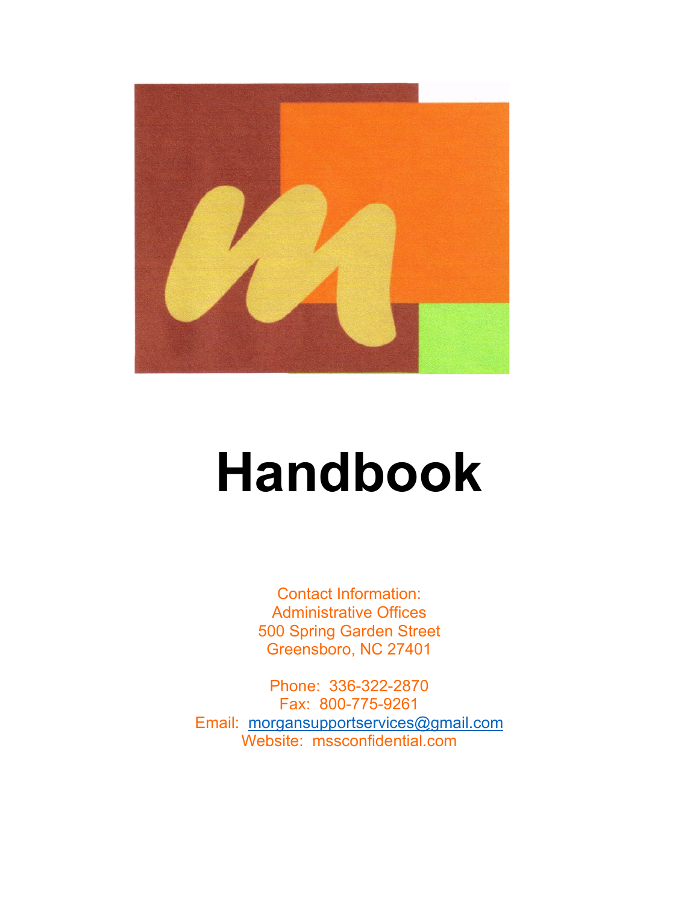# Handbook

Contact Information:
Administrative Offices
500 Spring Garden Street
Greensboro, NC 27401

Phone: 336-322-2870
Fax: 800-775-9261
Email: morgansupportservices@gmail.com
Website: mssconfidential.com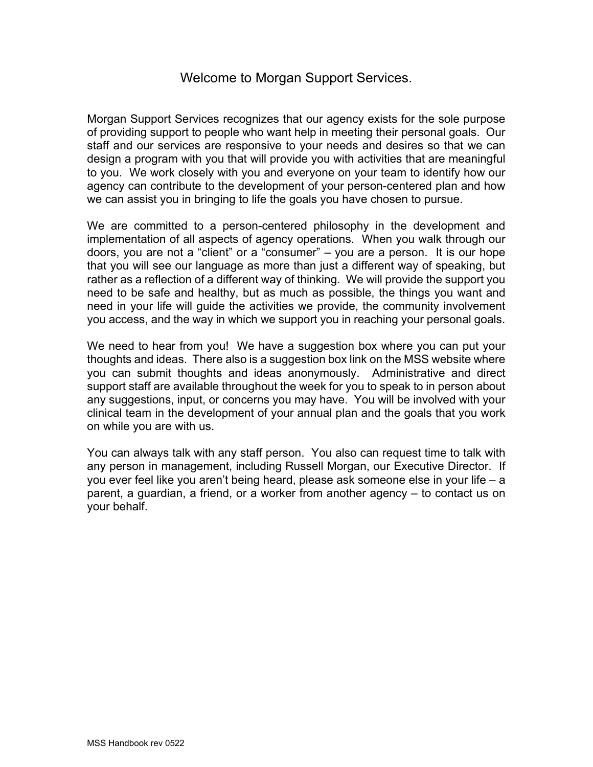# Welcome to Morgan Support Services.

Morgan Support Services recognizes that our agency exists for the sole purpose of providing support to people who want help in meeting their personal goals. Our staff and our services are responsive to your needs and desires so that we can design a program with you that will provide you with activities that are meaningful to you. We work closely with you and everyone on your team to identify how our agency can contribute to the development of your person-centered plan and how we can assist you in bringing to life the goals you have chosen to pursue.

We are committed to a person-centered philosophy in the development and implementation of all aspects of agency operations. When you walk through our doors, you are not a "client" or a "consumer" – you are a person. It is our hope that you will see our language as more than just a different way of speaking, but rather as a reflection of a different way of thinking. We will provide the support you need to be safe and healthy, but as much as possible, the things you want and need in your life will guide the activities we provide, the community involvement you access, and the way in which we support you in reaching your personal goals.

We need to hear from you! We have a suggestion box where you can put your thoughts and ideas. There also is a suggestion box link on the MSS website where you can submit thoughts and ideas anonymously. Administrative and direct support staff are available throughout the week for you to speak to in person about any suggestions, input, or concerns you may have. You will be involved with your clinical team in the development of your annual plan and the goals that you work on while you are with us.

You can always talk with any staff person. You also can request time to talk with any person in management, including Russell Morgan, our Executive Director. If you ever feel like you aren't being heard, please ask someone else in your life – a parent, a guardian, a friend, or a worker from another agency – to contact us on your behalf.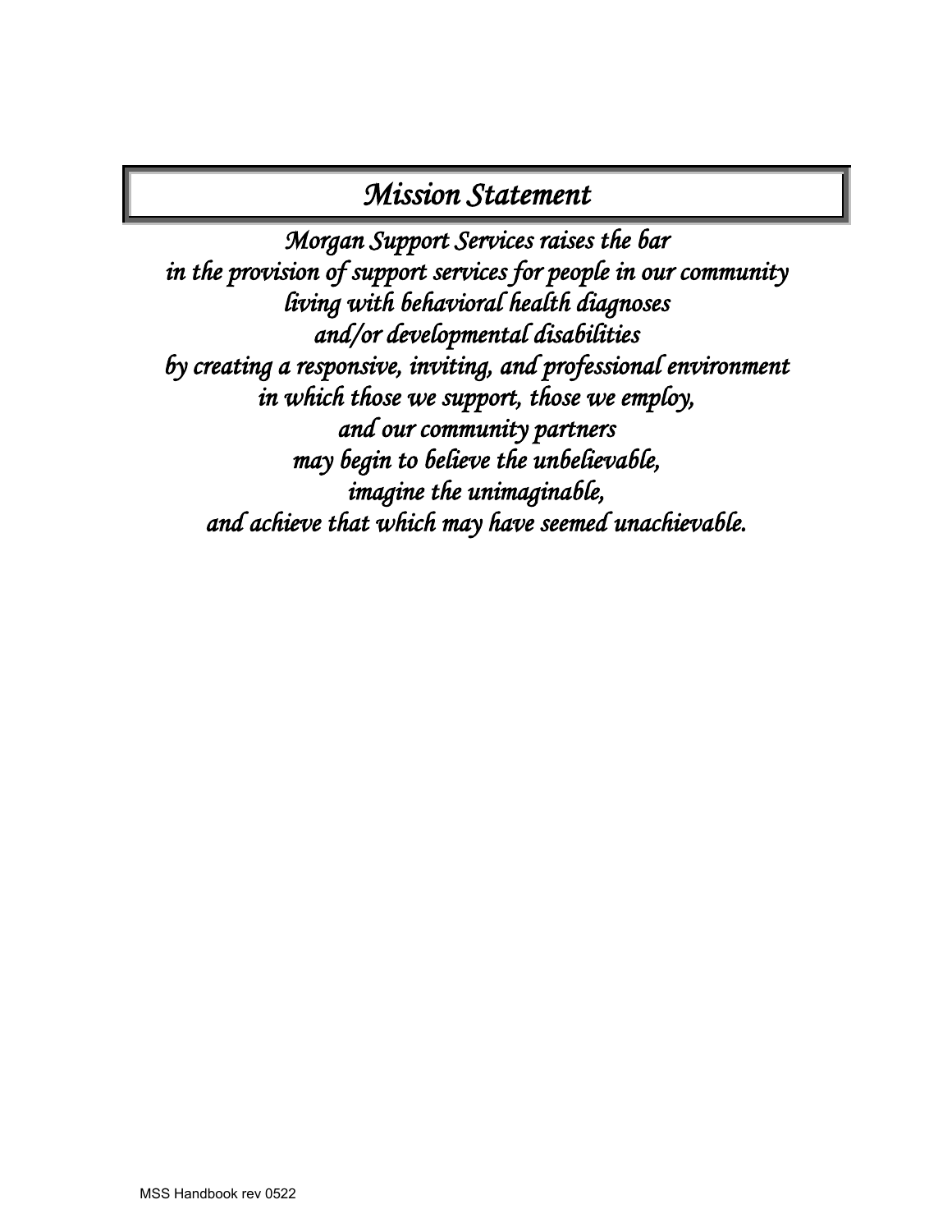# *Mission Statement*

*Morgan Support Services raises the bar*
*in the provision of support services for people in our community*
*living with behavioral health diagnoses*
*and/or developmental disabilities*
*by creating a responsive, inviting, and professional environment*
*in which those we support, those we employ,*
*and our community partners*
*may begin to believe the unbelievable,*
*imagine the unimaginable,*
*and achieve that which may have seemed unachievable.*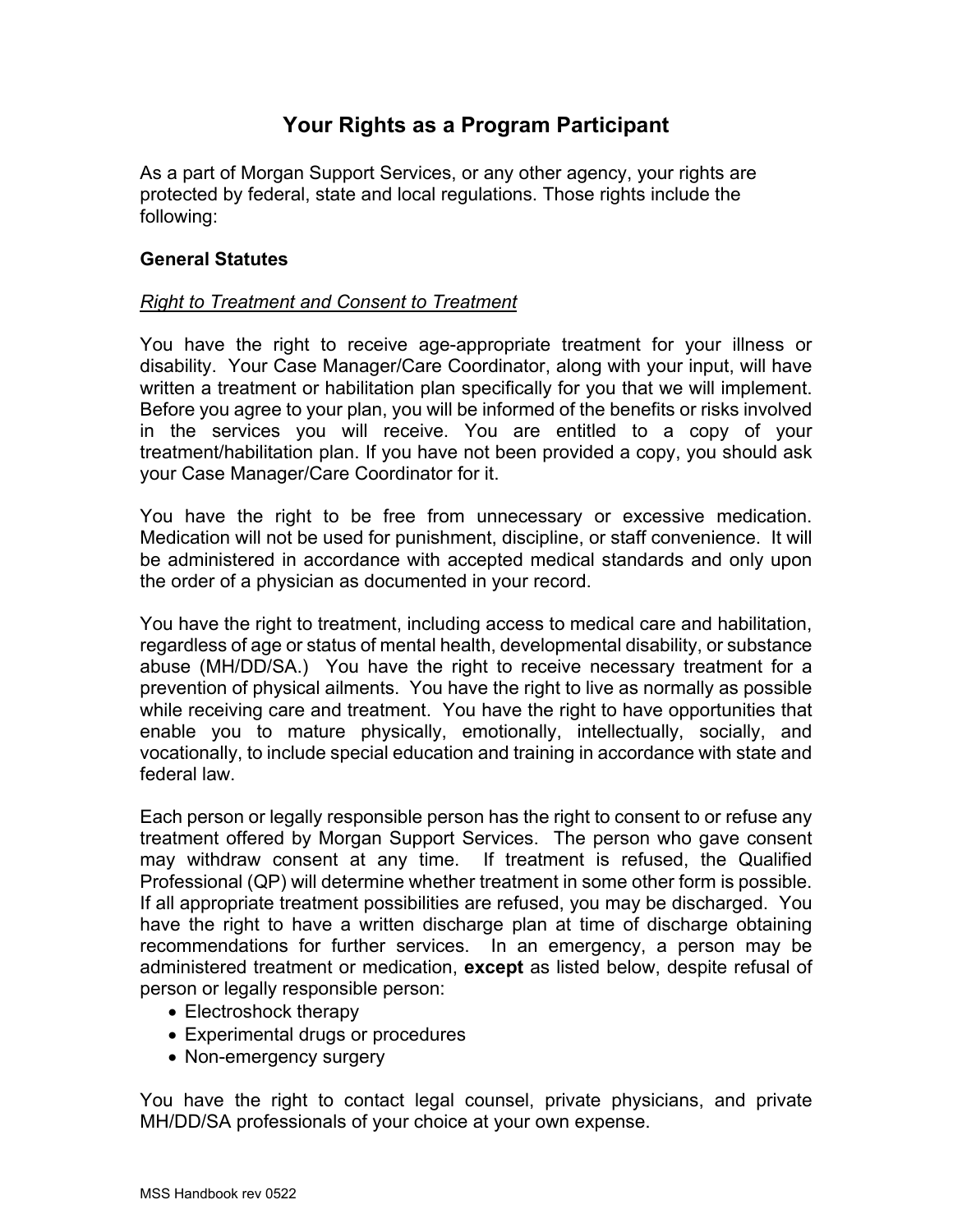# Your Rights as a Program Participant

As a part of Morgan Support Services, or any other agency, your rights are protected by federal, state and local regulations. Those rights include the following:

## General Statutes

### *Right to Treatment and Consent to Treatment*

You have the right to receive age-appropriate treatment for your illness or disability. Your Case Manager/Care Coordinator, along with your input, will have written a treatment or habilitation plan specifically for you that we will implement. Before you agree to your plan, you will be informed of the benefits or risks involved in the services you will receive. You are entitled to a copy of your treatment/habilitation plan. If you have not been provided a copy, you should ask your Case Manager/Care Coordinator for it.

You have the right to be free from unnecessary or excessive medication. Medication will not be used for punishment, discipline, or staff convenience. It will be administered in accordance with accepted medical standards and only upon the order of a physician as documented in your record.

You have the right to treatment, including access to medical care and habilitation, regardless of age or status of mental health, developmental disability, or substance abuse (MH/DD/SA.) You have the right to receive necessary treatment for a prevention of physical ailments. You have the right to live as normally as possible while receiving care and treatment. You have the right to have opportunities that enable you to mature physically, emotionally, intellectually, socially, and vocationally, to include special education and training in accordance with state and federal law.

Each person or legally responsible person has the right to consent to or refuse any treatment offered by Morgan Support Services. The person who gave consent may withdraw consent at any time. If treatment is refused, the Qualified Professional (QP) will determine whether treatment in some other form is possible. If all appropriate treatment possibilities are refused, you may be discharged. You have the right to have a written discharge plan at time of discharge obtaining recommendations for further services. In an emergency, a person may be administered treatment or medication, **except** as listed below, despite refusal of person or legally responsible person:

- Electroshock therapy
- Experimental drugs or procedures
- Non-emergency surgery

You have the right to contact legal counsel, private physicians, and private MH/DD/SA professionals of your choice at your own expense.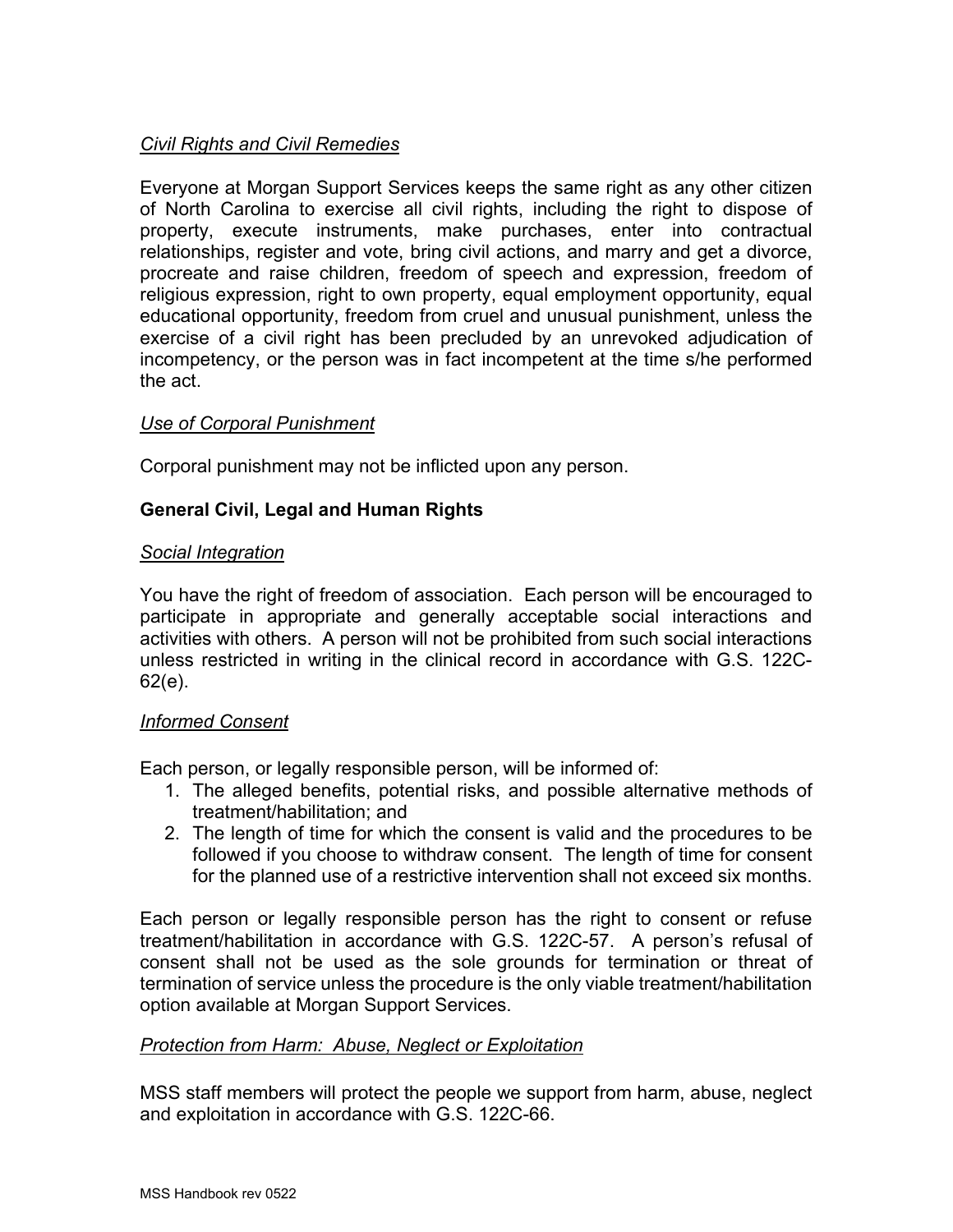*Civil Rights and Civil Remedies*

Everyone at Morgan Support Services keeps the same right as any other citizen of North Carolina to exercise all civil rights, including the right to dispose of property, execute instruments, make purchases, enter into contractual relationships, register and vote, bring civil actions, and marry and get a divorce, procreate and raise children, freedom of speech and expression, freedom of religious expression, right to own property, equal employment opportunity, equal educational opportunity, freedom from cruel and unusual punishment, unless the exercise of a civil right has been precluded by an unrevoked adjudication of incompetency, or the person was in fact incompetent at the time s/he performed the act.

*Use of Corporal Punishment*

Corporal punishment may not be inflicted upon any person.

**General Civil, Legal and Human Rights**

*Social Integration*

You have the right of freedom of association. Each person will be encouraged to participate in appropriate and generally acceptable social interactions and activities with others. A person will not be prohibited from such social interactions unless restricted in writing in the clinical record in accordance with G.S. 122C-62(e).

*Informed Consent*

Each person, or legally responsible person, will be informed of:

1. The alleged benefits, potential risks, and possible alternative methods of treatment/habilitation; and
2. The length of time for which the consent is valid and the procedures to be followed if you choose to withdraw consent. The length of time for consent for the planned use of a restrictive intervention shall not exceed six months.

Each person or legally responsible person has the right to consent or refuse treatment/habilitation in accordance with G.S. 122C-57. A person's refusal of consent shall not be used as the sole grounds for termination or threat of termination of service unless the procedure is the only viable treatment/habilitation option available at Morgan Support Services.

*Protection from Harm: Abuse, Neglect or Exploitation*

MSS staff members will protect the people we support from harm, abuse, neglect and exploitation in accordance with G.S. 122C-66.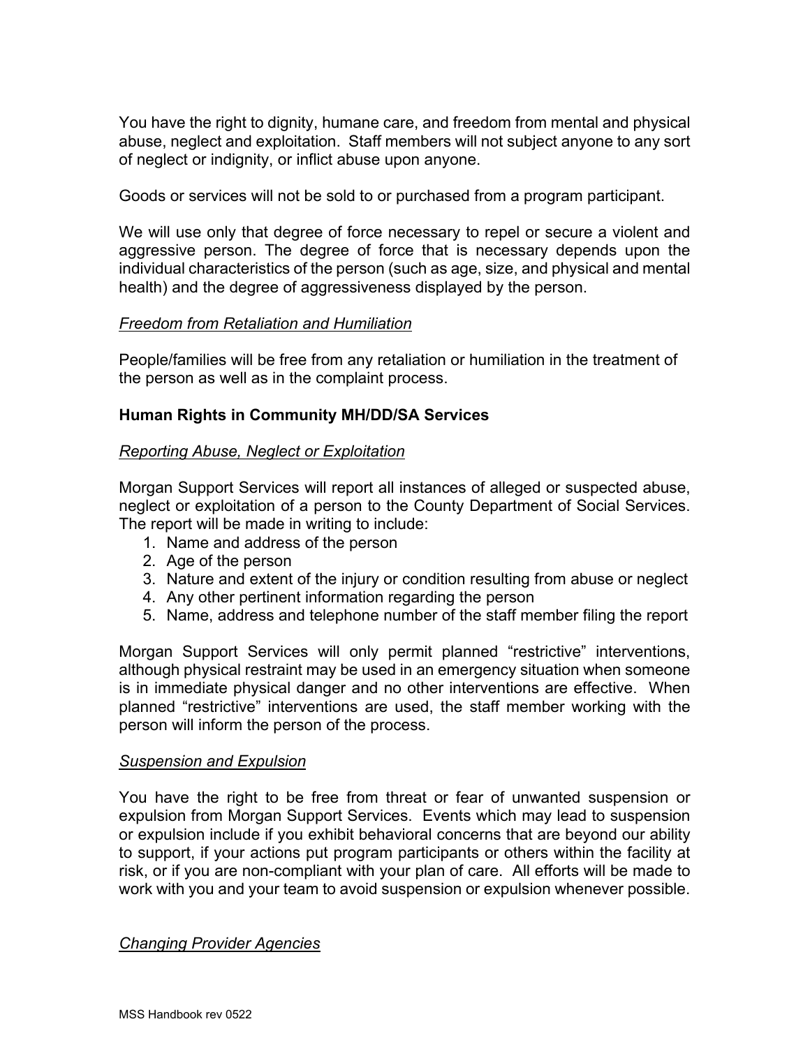You have the right to dignity, humane care, and freedom from mental and physical abuse, neglect and exploitation. Staff members will not subject anyone to any sort of neglect or indignity, or inflict abuse upon anyone.

Goods or services will not be sold to or purchased from a program participant.

We will use only that degree of force necessary to repel or secure a violent and aggressive person. The degree of force that is necessary depends upon the individual characteristics of the person (such as age, size, and physical and mental health) and the degree of aggressiveness displayed by the person.

*Freedom from Retaliation and Humiliation*

People/families will be free from any retaliation or humiliation in the treatment of the person as well as in the complaint process.

**Human Rights in Community MH/DD/SA Services**

*Reporting Abuse, Neglect or Exploitation*

Morgan Support Services will report all instances of alleged or suspected abuse, neglect or exploitation of a person to the County Department of Social Services. The report will be made in writing to include:

1. Name and address of the person
2. Age of the person
3. Nature and extent of the injury or condition resulting from abuse or neglect
4. Any other pertinent information regarding the person
5. Name, address and telephone number of the staff member filing the report

Morgan Support Services will only permit planned "restrictive" interventions, although physical restraint may be used in an emergency situation when someone is in immediate physical danger and no other interventions are effective. When planned "restrictive" interventions are used, the staff member working with the person will inform the person of the process.

*Suspension and Expulsion*

You have the right to be free from threat or fear of unwanted suspension or expulsion from Morgan Support Services. Events which may lead to suspension or expulsion include if you exhibit behavioral concerns that are beyond our ability to support, if your actions put program participants or others within the facility at risk, or if you are non-compliant with your plan of care. All efforts will be made to work with you and your team to avoid suspension or expulsion whenever possible.

*Changing Provider Agencies*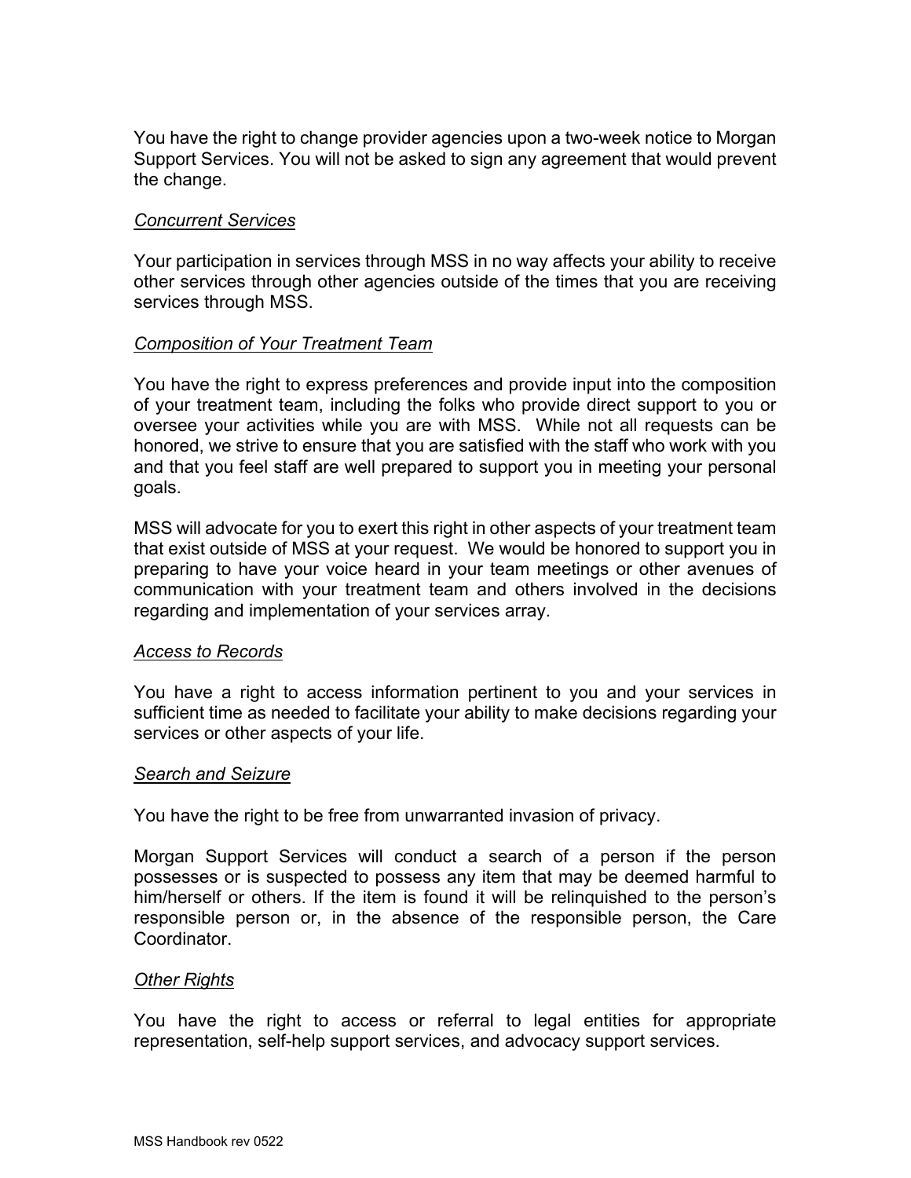You have the right to change provider agencies upon a two-week notice to Morgan Support Services. You will not be asked to sign any agreement that would prevent the change.

*Concurrent Services*

Your participation in services through MSS in no way affects your ability to receive other services through other agencies outside of the times that you are receiving services through MSS.

*Composition of Your Treatment Team*

You have the right to express preferences and provide input into the composition of your treatment team, including the folks who provide direct support to you or oversee your activities while you are with MSS. While not all requests can be honored, we strive to ensure that you are satisfied with the staff who work with you and that you feel staff are well prepared to support you in meeting your personal goals.

MSS will advocate for you to exert this right in other aspects of your treatment team that exist outside of MSS at your request. We would be honored to support you in preparing to have your voice heard in your team meetings or other avenues of communication with your treatment team and others involved in the decisions regarding and implementation of your services array.

*Access to Records*

You have a right to access information pertinent to you and your services in sufficient time as needed to facilitate your ability to make decisions regarding your services or other aspects of your life.

*Search and Seizure*

You have the right to be free from unwarranted invasion of privacy.

Morgan Support Services will conduct a search of a person if the person possesses or is suspected to possess any item that may be deemed harmful to him/herself or others. If the item is found it will be relinquished to the person's responsible person or, in the absence of the responsible person, the Care Coordinator.

*Other Rights*

You have the right to access or referral to legal entities for appropriate representation, self-help support services, and advocacy support services.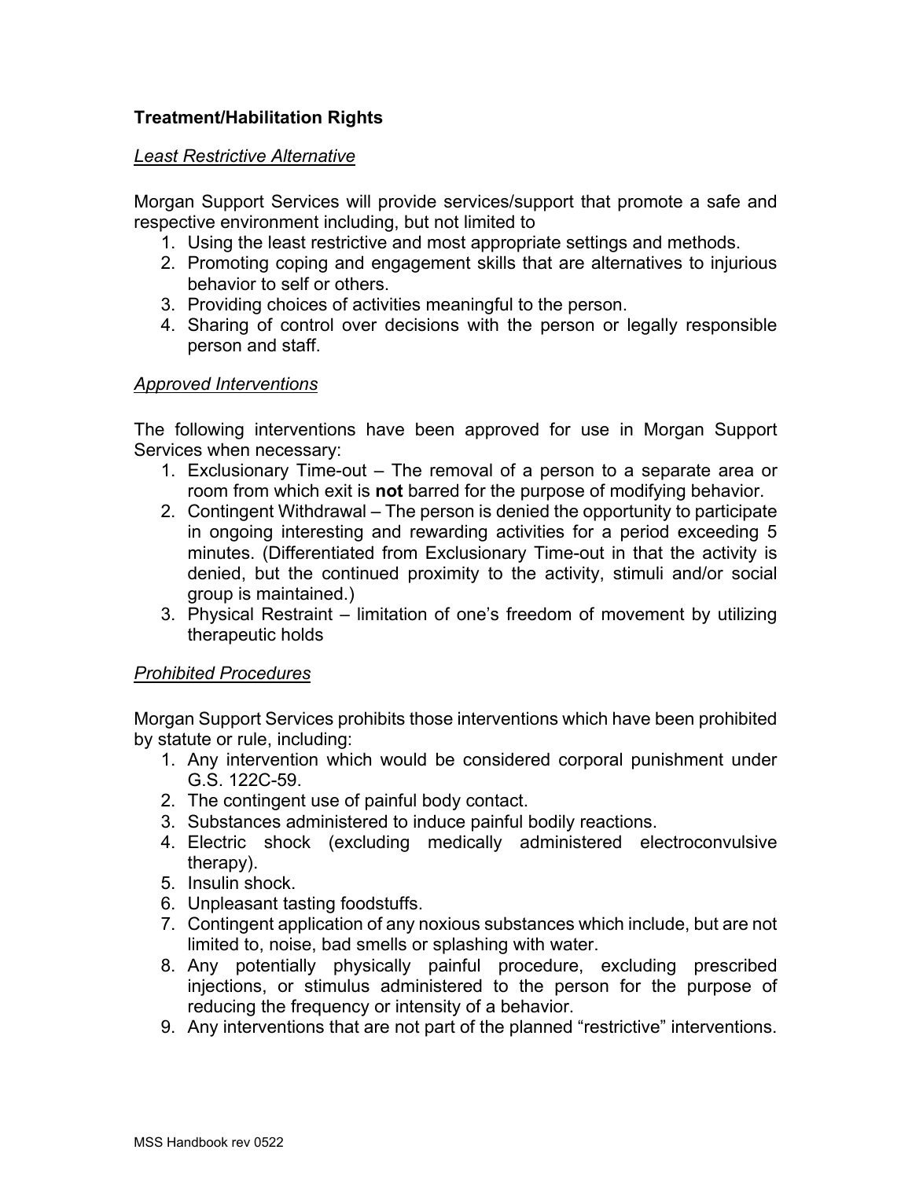**Treatment/Habilitation Rights**

*Least Restrictive Alternative*

Morgan Support Services will provide services/support that promote a safe and respective environment including, but not limited to

1. Using the least restrictive and most appropriate settings and methods.
2. Promoting coping and engagement skills that are alternatives to injurious behavior to self or others.
3. Providing choices of activities meaningful to the person.
4. Sharing of control over decisions with the person or legally responsible person and staff.

*Approved Interventions*

The following interventions have been approved for use in Morgan Support Services when necessary:

1. Exclusionary Time-out – The removal of a person to a separate area or room from which exit is **not** barred for the purpose of modifying behavior.
2. Contingent Withdrawal – The person is denied the opportunity to participate in ongoing interesting and rewarding activities for a period exceeding 5 minutes. (Differentiated from Exclusionary Time-out in that the activity is denied, but the continued proximity to the activity, stimuli and/or social group is maintained.)
3. Physical Restraint – limitation of one's freedom of movement by utilizing therapeutic holds

*Prohibited Procedures*

Morgan Support Services prohibits those interventions which have been prohibited by statute or rule, including:

1. Any intervention which would be considered corporal punishment under G.S. 122C-59.
2. The contingent use of painful body contact.
3. Substances administered to induce painful bodily reactions.
4. Electric shock (excluding medically administered electroconvulsive therapy).
5. Insulin shock.
6. Unpleasant tasting foodstuffs.
7. Contingent application of any noxious substances which include, but are not limited to, noise, bad smells or splashing with water.
8. Any potentially physically painful procedure, excluding prescribed injections, or stimulus administered to the person for the purpose of reducing the frequency or intensity of a behavior.
9. Any interventions that are not part of the planned "restrictive" interventions.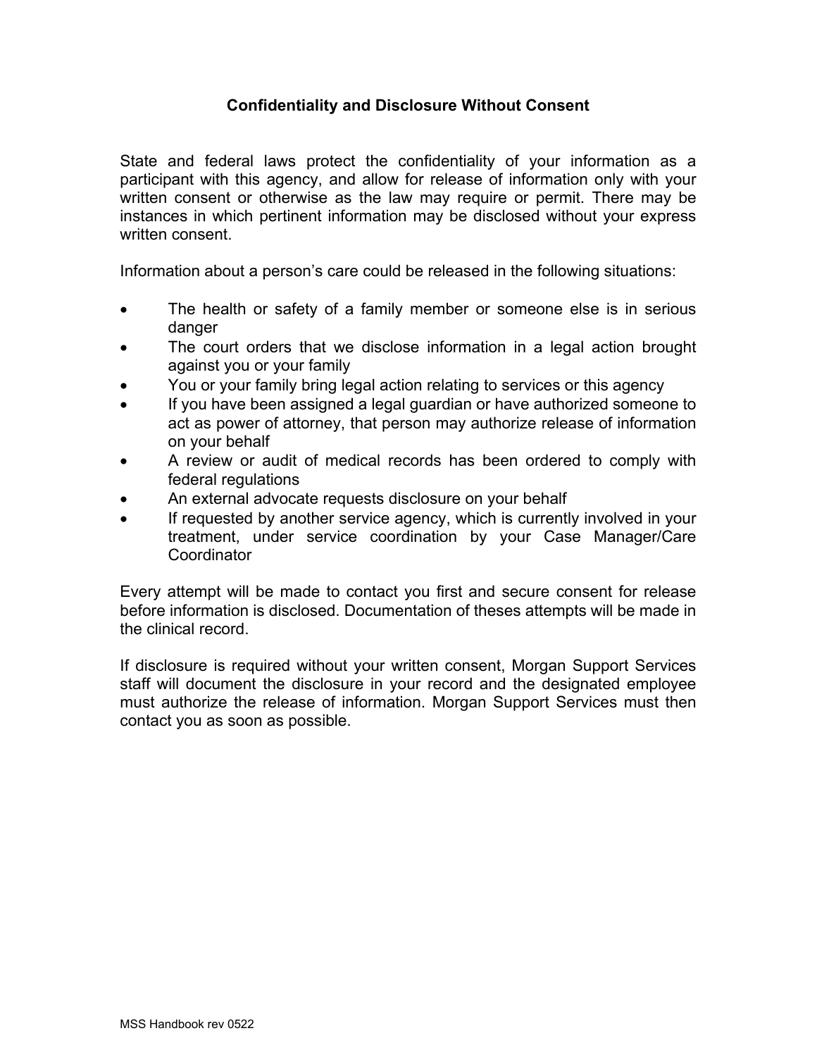## Confidentiality and Disclosure Without Consent

State and federal laws protect the confidentiality of your information as a participant with this agency, and allow for release of information only with your written consent or otherwise as the law may require or permit. There may be instances in which pertinent information may be disclosed without your express written consent.

Information about a person's care could be released in the following situations:

- The health or safety of a family member or someone else is in serious danger
- The court orders that we disclose information in a legal action brought against you or your family
- You or your family bring legal action relating to services or this agency
- If you have been assigned a legal guardian or have authorized someone to act as power of attorney, that person may authorize release of information on your behalf
- A review or audit of medical records has been ordered to comply with federal regulations
- An external advocate requests disclosure on your behalf
- If requested by another service agency, which is currently involved in your treatment, under service coordination by your Case Manager/Care Coordinator

Every attempt will be made to contact you first and secure consent for release before information is disclosed. Documentation of theses attempts will be made in the clinical record.

If disclosure is required without your written consent, Morgan Support Services staff will document the disclosure in your record and the designated employee must authorize the release of information. Morgan Support Services must then contact you as soon as possible.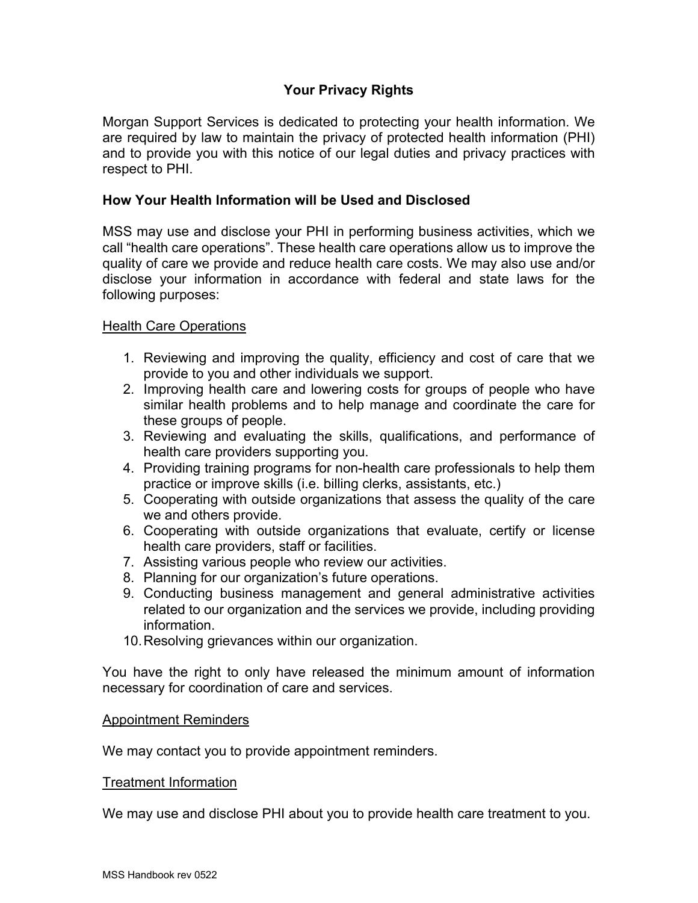## Your Privacy Rights

Morgan Support Services is dedicated to protecting your health information. We are required by law to maintain the privacy of protected health information (PHI) and to provide you with this notice of our legal duties and privacy practices with respect to PHI.

### How Your Health Information will be Used and Disclosed

MSS may use and disclose your PHI in performing business activities, which we call "health care operations". These health care operations allow us to improve the quality of care we provide and reduce health care costs. We may also use and/or disclose your information in accordance with federal and state laws for the following purposes:

<u>Health Care Operations</u>

1. Reviewing and improving the quality, efficiency and cost of care that we provide to you and other individuals we support.
2. Improving health care and lowering costs for groups of people who have similar health problems and to help manage and coordinate the care for these groups of people.
3. Reviewing and evaluating the skills, qualifications, and performance of health care providers supporting you.
4. Providing training programs for non-health care professionals to help them practice or improve skills (i.e. billing clerks, assistants, etc.)
5. Cooperating with outside organizations that assess the quality of the care we and others provide.
6. Cooperating with outside organizations that evaluate, certify or license health care providers, staff or facilities.
7. Assisting various people who review our activities.
8. Planning for our organization's future operations.
9. Conducting business management and general administrative activities related to our organization and the services we provide, including providing information.
10. Resolving grievances within our organization.

You have the right to only have released the minimum amount of information necessary for coordination of care and services.

<u>Appointment Reminders</u>

We may contact you to provide appointment reminders.

<u>Treatment Information</u>

We may use and disclose PHI about you to provide health care treatment to you.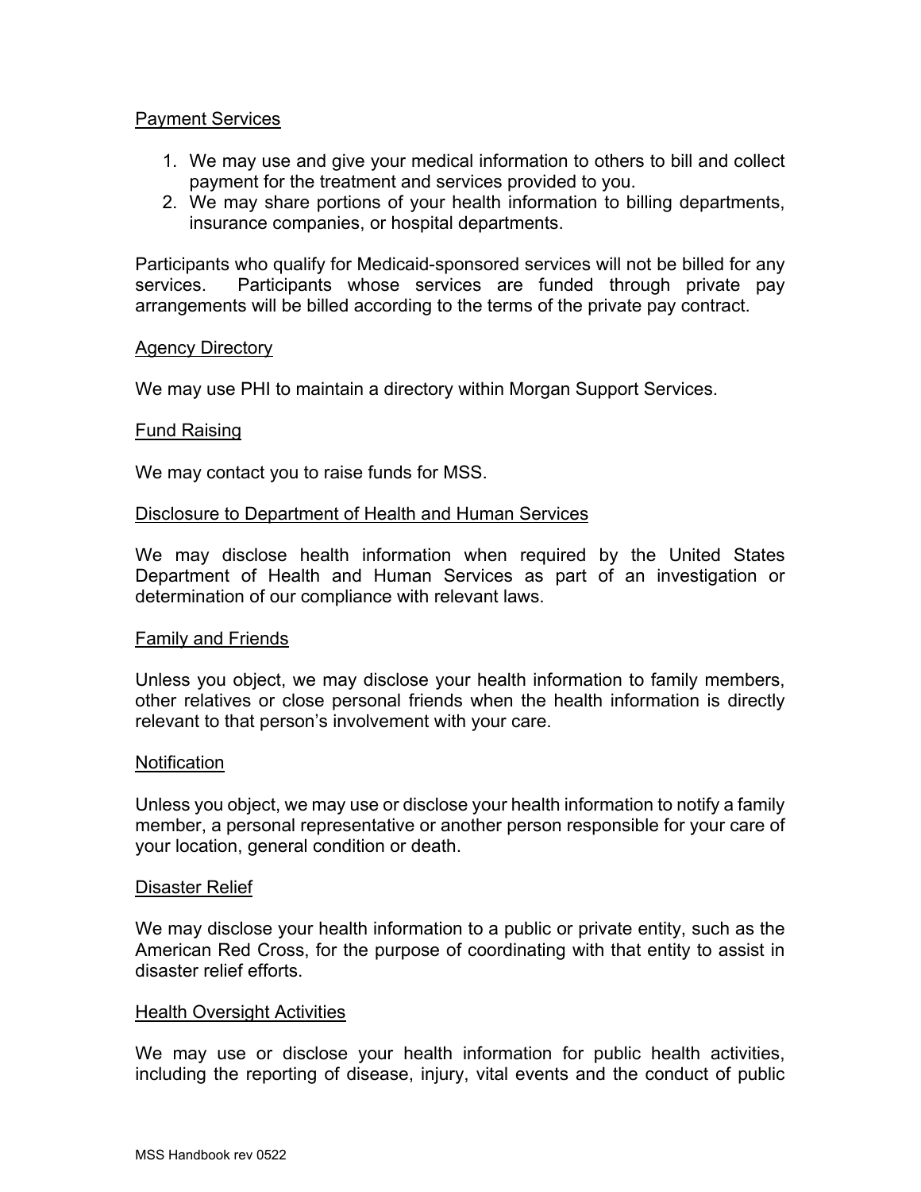Payment Services

1. We may use and give your medical information to others to bill and collect payment for the treatment and services provided to you.
2. We may share portions of your health information to billing departments, insurance companies, or hospital departments.

Participants who qualify for Medicaid-sponsored services will not be billed for any services. Participants whose services are funded through private pay arrangements will be billed according to the terms of the private pay contract.

Agency Directory

We may use PHI to maintain a directory within Morgan Support Services.

Fund Raising

We may contact you to raise funds for MSS.

Disclosure to Department of Health and Human Services

We may disclose health information when required by the United States Department of Health and Human Services as part of an investigation or determination of our compliance with relevant laws.

Family and Friends

Unless you object, we may disclose your health information to family members, other relatives or close personal friends when the health information is directly relevant to that person's involvement with your care.

Notification

Unless you object, we may use or disclose your health information to notify a family member, a personal representative or another person responsible for your care of your location, general condition or death.

Disaster Relief

We may disclose your health information to a public or private entity, such as the American Red Cross, for the purpose of coordinating with that entity to assist in disaster relief efforts.

Health Oversight Activities

We may use or disclose your health information for public health activities, including the reporting of disease, injury, vital events and the conduct of public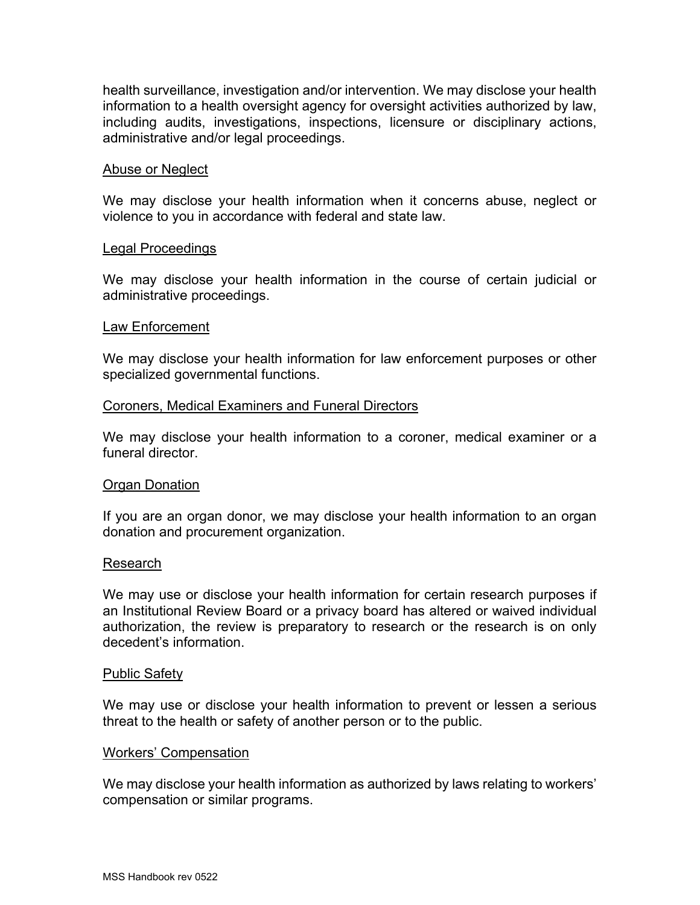health surveillance, investigation and/or intervention. We may disclose your health information to a health oversight agency for oversight activities authorized by law, including audits, investigations, inspections, licensure or disciplinary actions, administrative and/or legal proceedings.

### Abuse or Neglect

We may disclose your health information when it concerns abuse, neglect or violence to you in accordance with federal and state law.

### Legal Proceedings

We may disclose your health information in the course of certain judicial or administrative proceedings.

### Law Enforcement

We may disclose your health information for law enforcement purposes or other specialized governmental functions.

### Coroners, Medical Examiners and Funeral Directors

We may disclose your health information to a coroner, medical examiner or a funeral director.

### Organ Donation

If you are an organ donor, we may disclose your health information to an organ donation and procurement organization.

### Research

We may use or disclose your health information for certain research purposes if an Institutional Review Board or a privacy board has altered or waived individual authorization, the review is preparatory to research or the research is on only decedent's information.

### Public Safety

We may use or disclose your health information to prevent or lessen a serious threat to the health or safety of another person or to the public.

### Workers' Compensation

We may disclose your health information as authorized by laws relating to workers' compensation or similar programs.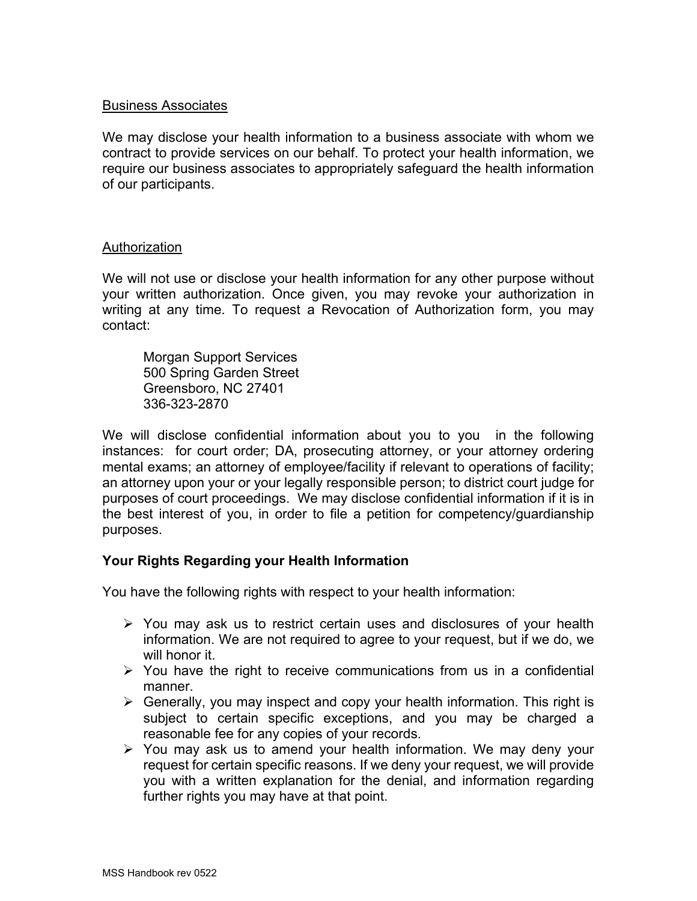<u>Business Associates</u>

We may disclose your health information to a business associate with whom we contract to provide services on our behalf. To protect your health information, we require our business associates to appropriately safeguard the health information of our participants.

<u>Authorization</u>

We will not use or disclose your health information for any other purpose without your written authorization. Once given, you may revoke your authorization in writing at any time. To request a Revocation of Authorization form, you may contact:

> Morgan Support Services
> 500 Spring Garden Street
> Greensboro, NC 27401
> 336-323-2870

We will disclose confidential information about you to you in the following instances: for court order; DA, prosecuting attorney, or your attorney ordering mental exams; an attorney of employee/facility if relevant to operations of facility; an attorney upon your or your legally responsible person; to district court judge for purposes of court proceedings. We may disclose confidential information if it is in the best interest of you, in order to file a petition for competency/guardianship purposes.

**Your Rights Regarding your Health Information**

You have the following rights with respect to your health information:

- You may ask us to restrict certain uses and disclosures of your health information. We are not required to agree to your request, but if we do, we will honor it.
- You have the right to receive communications from us in a confidential manner.
- Generally, you may inspect and copy your health information. This right is subject to certain specific exceptions, and you may be charged a reasonable fee for any copies of your records.
- You may ask us to amend your health information. We may deny your request for certain specific reasons. If we deny your request, we will provide you with a written explanation for the denial, and information regarding further rights you may have at that point.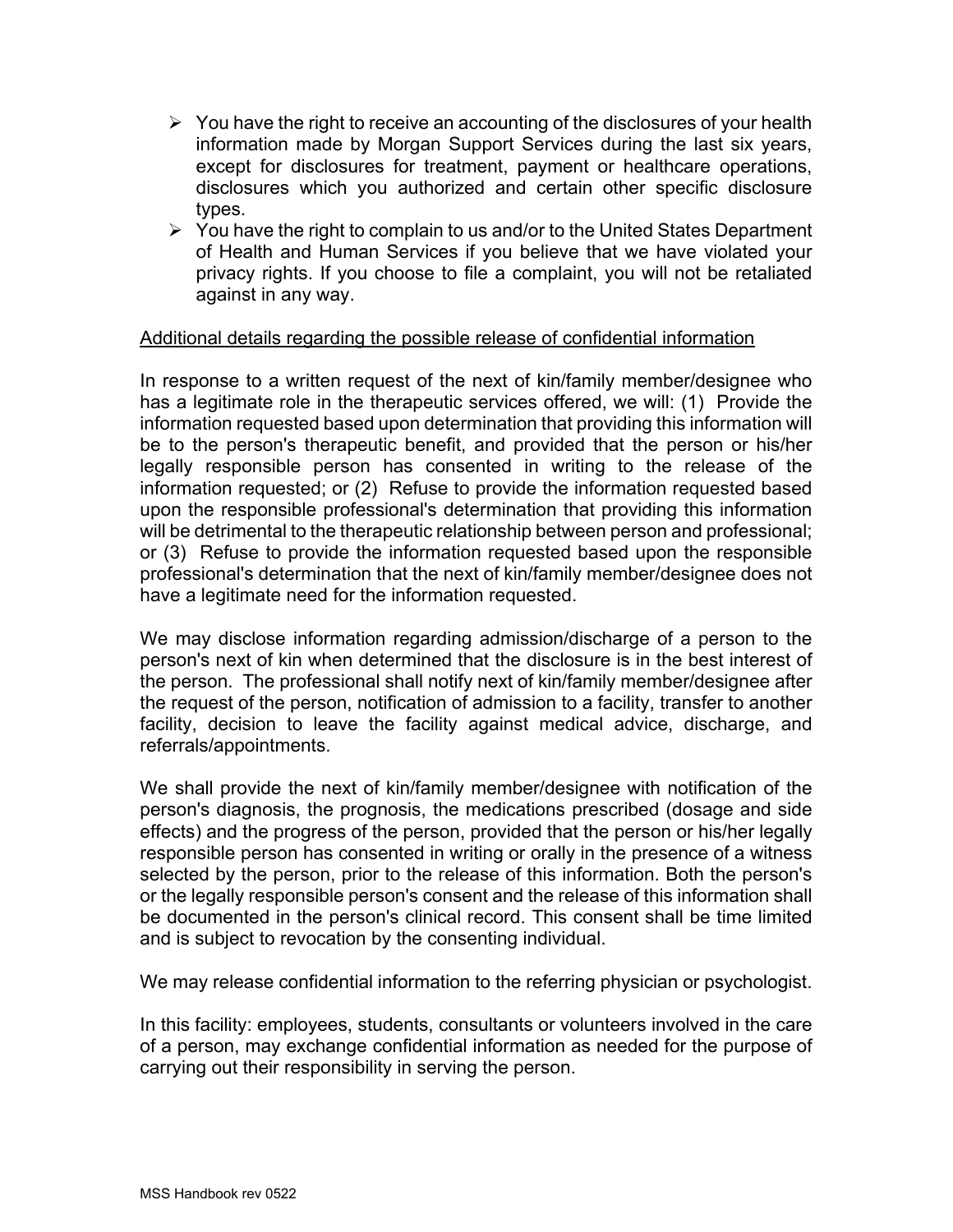- You have the right to receive an accounting of the disclosures of your health information made by Morgan Support Services during the last six years, except for disclosures for treatment, payment or healthcare operations, disclosures which you authorized and certain other specific disclosure types.
- You have the right to complain to us and/or to the United States Department of Health and Human Services if you believe that we have violated your privacy rights. If you choose to file a complaint, you will not be retaliated against in any way.

<u>Additional details regarding the possible release of confidential information</u>

In response to a written request of the next of kin/family member/designee who has a legitimate role in the therapeutic services offered, we will: (1) Provide the information requested based upon determination that providing this information will be to the person's therapeutic benefit, and provided that the person or his/her legally responsible person has consented in writing to the release of the information requested; or (2) Refuse to provide the information requested based upon the responsible professional's determination that providing this information will be detrimental to the therapeutic relationship between person and professional; or (3) Refuse to provide the information requested based upon the responsible professional's determination that the next of kin/family member/designee does not have a legitimate need for the information requested.

We may disclose information regarding admission/discharge of a person to the person's next of kin when determined that the disclosure is in the best interest of the person. The professional shall notify next of kin/family member/designee after the request of the person, notification of admission to a facility, transfer to another facility, decision to leave the facility against medical advice, discharge, and referrals/appointments.

We shall provide the next of kin/family member/designee with notification of the person's diagnosis, the prognosis, the medications prescribed (dosage and side effects) and the progress of the person, provided that the person or his/her legally responsible person has consented in writing or orally in the presence of a witness selected by the person, prior to the release of this information. Both the person's or the legally responsible person's consent and the release of this information shall be documented in the person's clinical record. This consent shall be time limited and is subject to revocation by the consenting individual.

We may release confidential information to the referring physician or psychologist.

In this facility: employees, students, consultants or volunteers involved in the care of a person, may exchange confidential information as needed for the purpose of carrying out their responsibility in serving the person.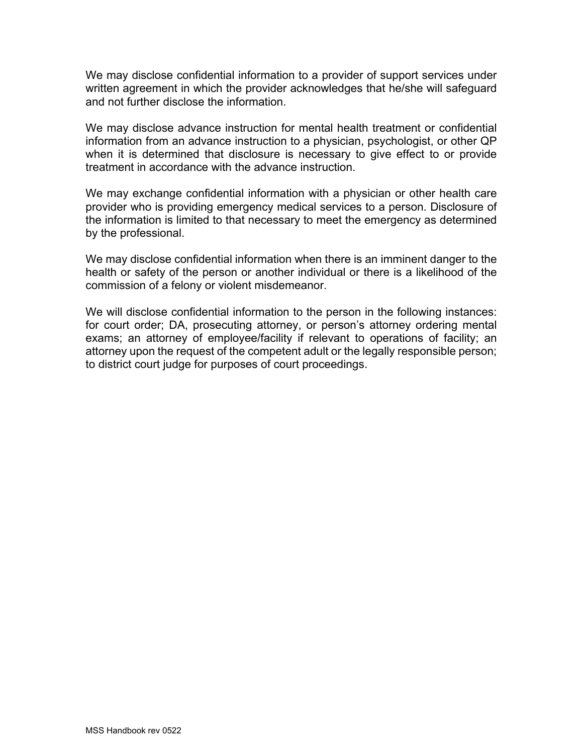We may disclose confidential information to a provider of support services under written agreement in which the provider acknowledges that he/she will safeguard and not further disclose the information.

We may disclose advance instruction for mental health treatment or confidential information from an advance instruction to a physician, psychologist, or other QP when it is determined that disclosure is necessary to give effect to or provide treatment in accordance with the advance instruction.

We may exchange confidential information with a physician or other health care provider who is providing emergency medical services to a person. Disclosure of the information is limited to that necessary to meet the emergency as determined by the professional.

We may disclose confidential information when there is an imminent danger to the health or safety of the person or another individual or there is a likelihood of the commission of a felony or violent misdemeanor.

We will disclose confidential information to the person in the following instances: for court order; DA, prosecuting attorney, or person's attorney ordering mental exams; an attorney of employee/facility if relevant to operations of facility; an attorney upon the request of the competent adult or the legally responsible person; to district court judge for purposes of court proceedings.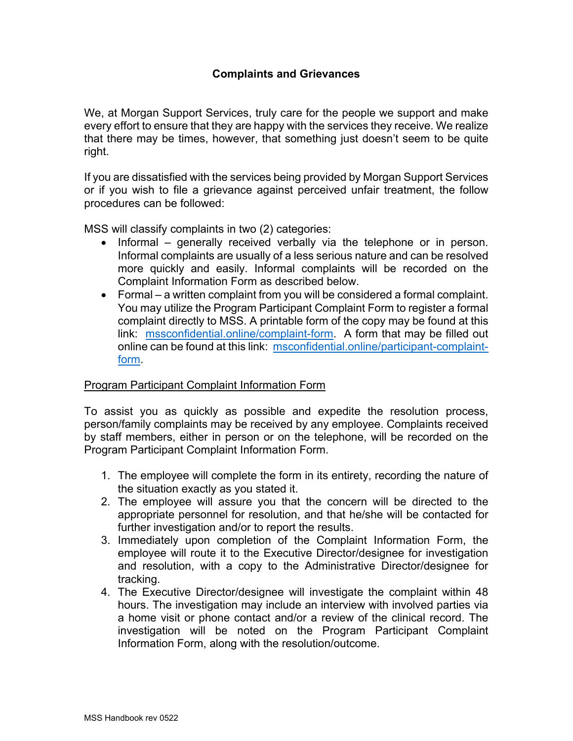## Complaints and Grievances

We, at Morgan Support Services, truly care for the people we support and make every effort to ensure that they are happy with the services they receive. We realize that there may be times, however, that something just doesn't seem to be quite right.

If you are dissatisfied with the services being provided by Morgan Support Services or if you wish to file a grievance against perceived unfair treatment, the follow procedures can be followed:

MSS will classify complaints in two (2) categories:

- Informal – generally received verbally via the telephone or in person. Informal complaints are usually of a less serious nature and can be resolved more quickly and easily. Informal complaints will be recorded on the Complaint Information Form as described below.
- Formal – a written complaint from you will be considered a formal complaint. You may utilize the Program Participant Complaint Form to register a formal complaint directly to MSS. A printable form of the copy may be found at this link: [mssconfidential.online/complaint-form](mssconfidential.online/complaint-form). A form that may be filled out online can be found at this link: [msconfidential.online/participant-complaint-form](msconfidential.online/participant-complaint-form).

<u>Program Participant Complaint Information Form</u>

To assist you as quickly as possible and expedite the resolution process, person/family complaints may be received by any employee. Complaints received by staff members, either in person or on the telephone, will be recorded on the Program Participant Complaint Information Form.

1. The employee will complete the form in its entirety, recording the nature of the situation exactly as you stated it.
2. The employee will assure you that the concern will be directed to the appropriate personnel for resolution, and that he/she will be contacted for further investigation and/or to report the results.
3. Immediately upon completion of the Complaint Information Form, the employee will route it to the Executive Director/designee for investigation and resolution, with a copy to the Administrative Director/designee for tracking.
4. The Executive Director/designee will investigate the complaint within 48 hours. The investigation may include an interview with involved parties via a home visit or phone contact and/or a review of the clinical record. The investigation will be noted on the Program Participant Complaint Information Form, along with the resolution/outcome.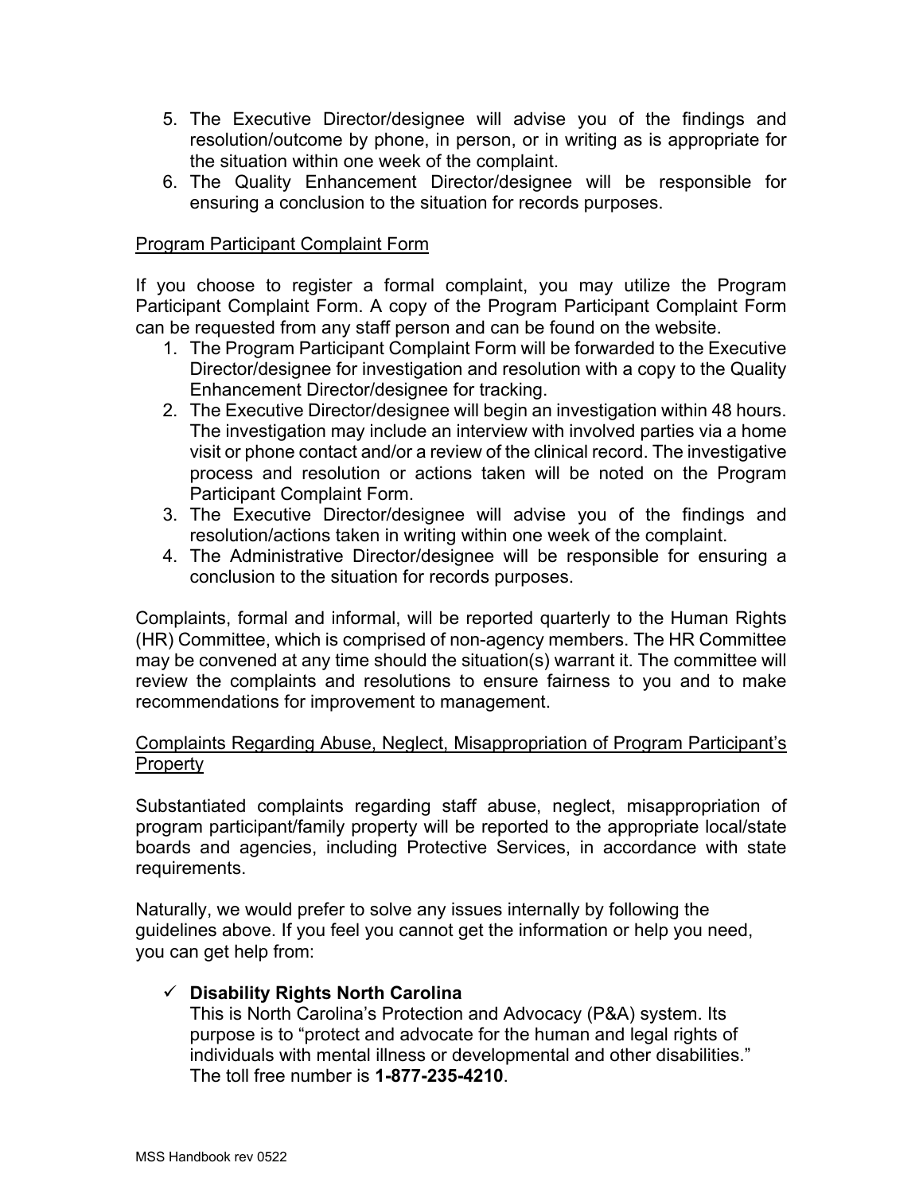5. The Executive Director/designee will advise you of the findings and resolution/outcome by phone, in person, or in writing as is appropriate for the situation within one week of the complaint.
6. The Quality Enhancement Director/designee will be responsible for ensuring a conclusion to the situation for records purposes.

<u>Program Participant Complaint Form</u>

If you choose to register a formal complaint, you may utilize the Program Participant Complaint Form. A copy of the Program Participant Complaint Form can be requested from any staff person and can be found on the website.

1. The Program Participant Complaint Form will be forwarded to the Executive Director/designee for investigation and resolution with a copy to the Quality Enhancement Director/designee for tracking.
2. The Executive Director/designee will begin an investigation within 48 hours. The investigation may include an interview with involved parties via a home visit or phone contact and/or a review of the clinical record. The investigative process and resolution or actions taken will be noted on the Program Participant Complaint Form.
3. The Executive Director/designee will advise you of the findings and resolution/actions taken in writing within one week of the complaint.
4. The Administrative Director/designee will be responsible for ensuring a conclusion to the situation for records purposes.

Complaints, formal and informal, will be reported quarterly to the Human Rights (HR) Committee, which is comprised of non-agency members. The HR Committee may be convened at any time should the situation(s) warrant it. The committee will review the complaints and resolutions to ensure fairness to you and to make recommendations for improvement to management.

<u>Complaints Regarding Abuse, Neglect, Misappropriation of Program Participant's Property</u>

Substantiated complaints regarding staff abuse, neglect, misappropriation of program participant/family property will be reported to the appropriate local/state boards and agencies, including Protective Services, in accordance with state requirements.

Naturally, we would prefer to solve any issues internally by following the guidelines above. If you feel you cannot get the information or help you need, you can get help from:

- ✓ **Disability Rights North Carolina**
  This is North Carolina's Protection and Advocacy (P&A) system. Its purpose is to "protect and advocate for the human and legal rights of individuals with mental illness or developmental and other disabilities." The toll free number is **1-877-235-4210**.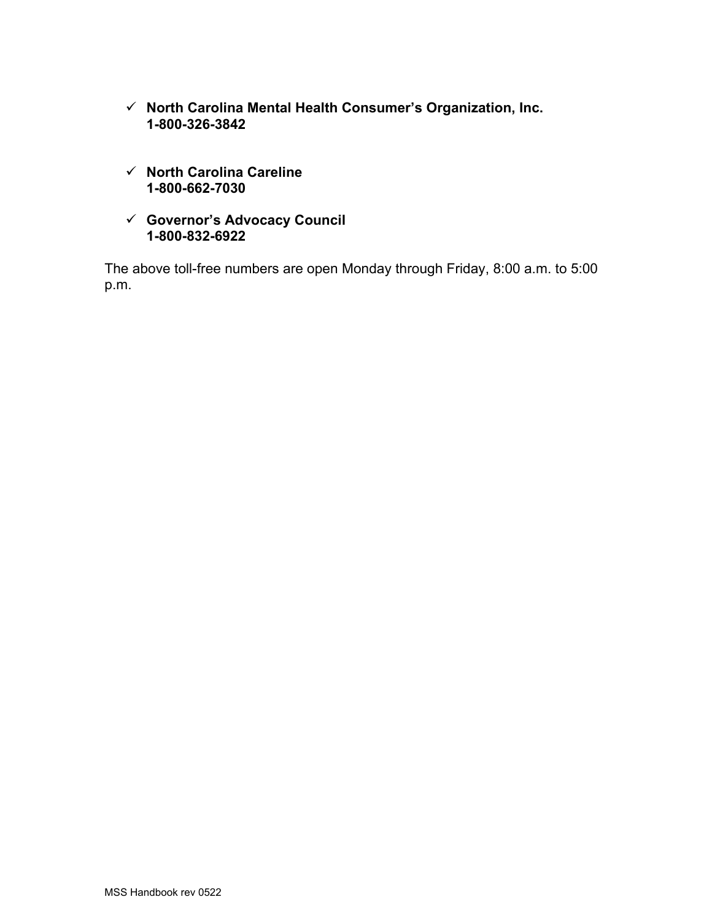- ✓ **North Carolina Mental Health Consumer's Organization, Inc.**
  **1-800-326-3842**

- ✓ **North Carolina Careline**
  **1-800-662-7030**

- ✓ **Governor's Advocacy Council**
  **1-800-832-6922**

The above toll-free numbers are open Monday through Friday, 8:00 a.m. to 5:00 p.m.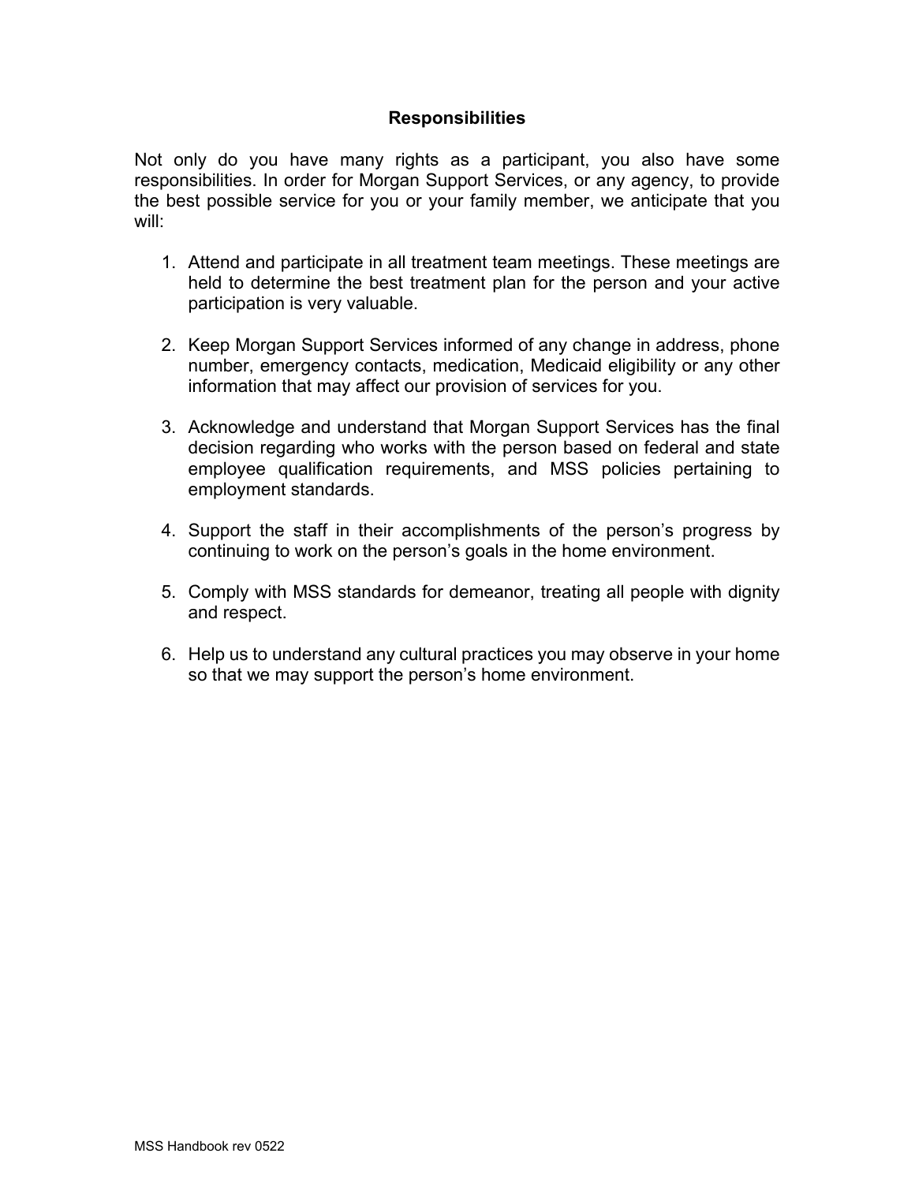## Responsibilities

Not only do you have many rights as a participant, you also have some responsibilities. In order for Morgan Support Services, or any agency, to provide the best possible service for you or your family member, we anticipate that you will:

1. Attend and participate in all treatment team meetings. These meetings are held to determine the best treatment plan for the person and your active participation is very valuable.

2. Keep Morgan Support Services informed of any change in address, phone number, emergency contacts, medication, Medicaid eligibility or any other information that may affect our provision of services for you.

3. Acknowledge and understand that Morgan Support Services has the final decision regarding who works with the person based on federal and state employee qualification requirements, and MSS policies pertaining to employment standards.

4. Support the staff in their accomplishments of the person's progress by continuing to work on the person's goals in the home environment.

5. Comply with MSS standards for demeanor, treating all people with dignity and respect.

6. Help us to understand any cultural practices you may observe in your home so that we may support the person's home environment.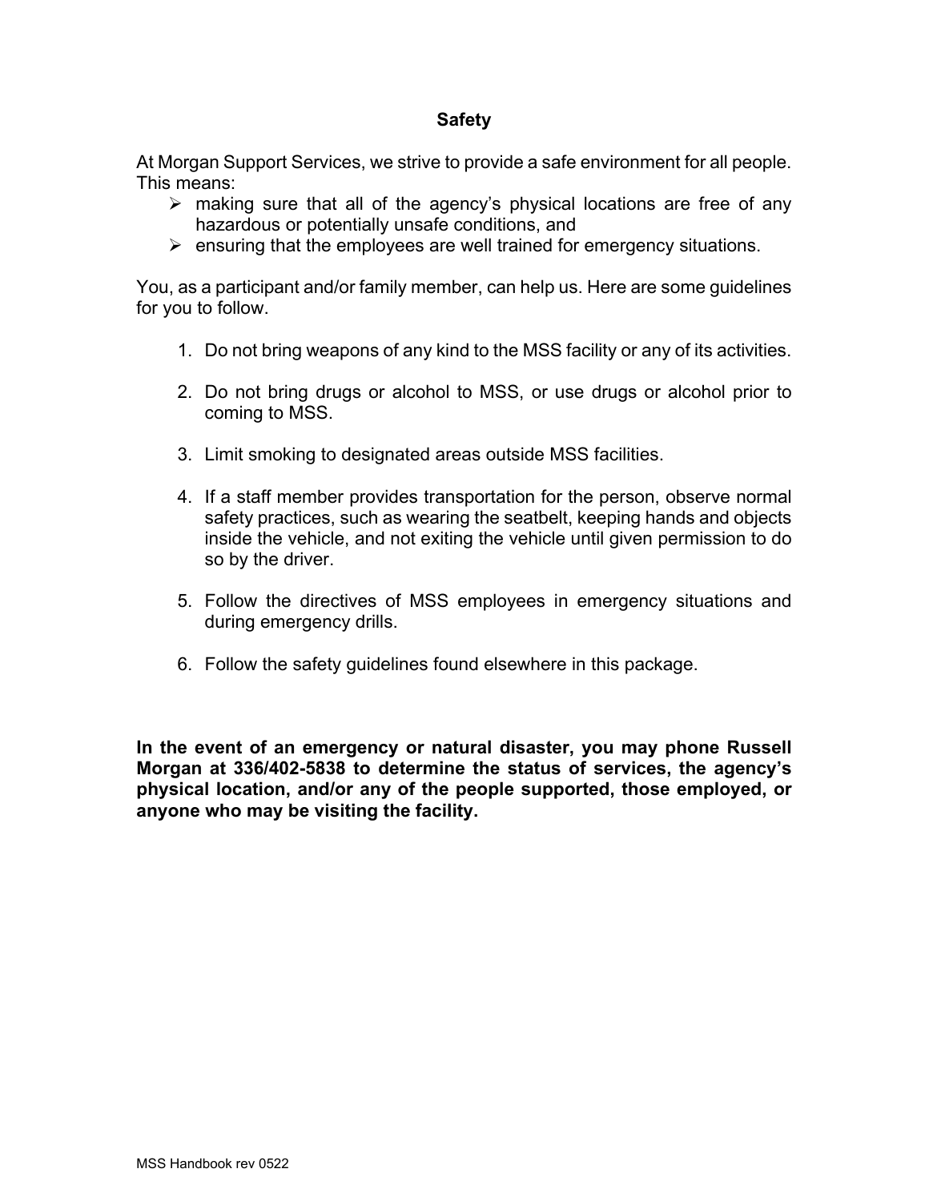## Safety

At Morgan Support Services, we strive to provide a safe environment for all people. This means:

- making sure that all of the agency's physical locations are free of any hazardous or potentially unsafe conditions, and
- ensuring that the employees are well trained for emergency situations.

You, as a participant and/or family member, can help us. Here are some guidelines for you to follow.

1. Do not bring weapons of any kind to the MSS facility or any of its activities.

2. Do not bring drugs or alcohol to MSS, or use drugs or alcohol prior to coming to MSS.

3. Limit smoking to designated areas outside MSS facilities.

4. If a staff member provides transportation for the person, observe normal safety practices, such as wearing the seatbelt, keeping hands and objects inside the vehicle, and not exiting the vehicle until given permission to do so by the driver.

5. Follow the directives of MSS employees in emergency situations and during emergency drills.

6. Follow the safety guidelines found elsewhere in this package.

**In the event of an emergency or natural disaster, you may phone Russell Morgan at 336/402-5838 to determine the status of services, the agency's physical location, and/or any of the people supported, those employed, or anyone who may be visiting the facility.**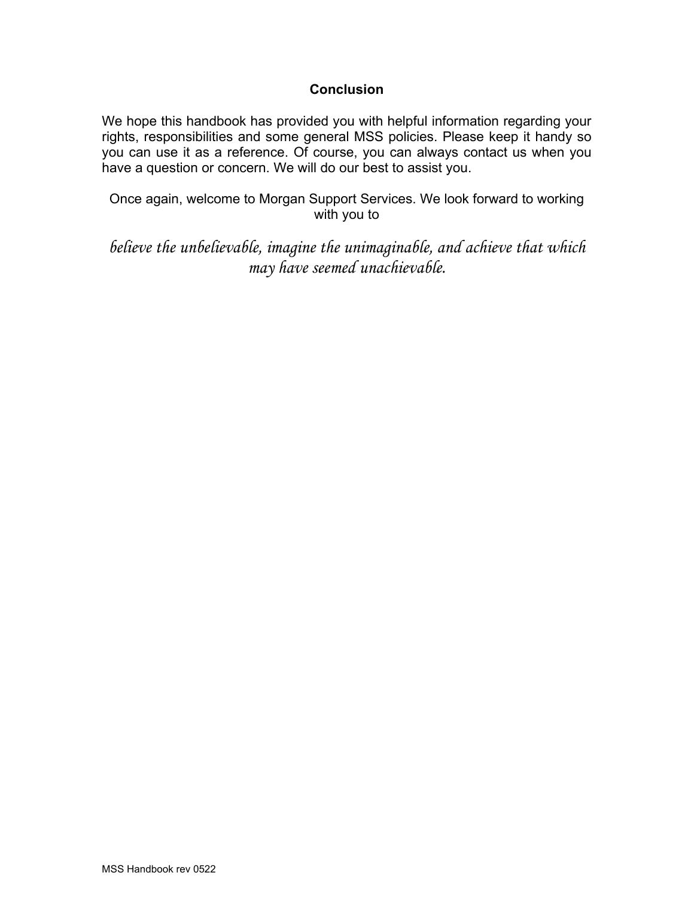## Conclusion

We hope this handbook has provided you with helpful information regarding your rights, responsibilities and some general MSS policies. Please keep it handy so you can use it as a reference. Of course, you can always contact us when you have a question or concern. We will do our best to assist you.

Once again, welcome to Morgan Support Services. We look forward to working with you to

*believe the unbelievable, imagine the unimaginable, and achieve that which may have seemed unachievable.*